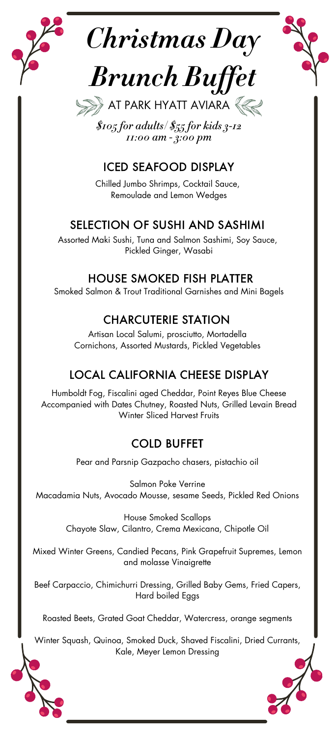# *Christmas Day Brunch Buffet*

AT PARK HYATT AVIARA

*$105 for adults/ $55 for kids 3-12*
*11:00 am - 3:00 pm*

## ICED SEAFOOD DISPLAY

Chilled Jumbo Shrimps, Cocktail Sauce, Remoulade and Lemon Wedges

## SELECTION OF SUSHI AND SASHIMI

Assorted Maki Sushi, Tuna and Salmon Sashimi, Soy Sauce, Pickled Ginger, Wasabi

## HOUSE SMOKED FISH PLATTER

Smoked Salmon & Trout Traditional Garnishes and Mini Bagels

## CHARCUTERIE STATION

Artisan Local Salumi, prosciutto, Mortadella
Cornichons, Assorted Mustards, Pickled Vegetables

## LOCAL CALIFORNIA CHEESE DISPLAY

Humboldt Fog, Fiscalini aged Cheddar, Point Reyes Blue Cheese
Accompanied with Dates Chutney, Roasted Nuts, Grilled Levain Bread
Winter Sliced Harvest Fruits

## COLD BUFFET

Pear and Parsnip Gazpacho chasers, pistachio oil

Salmon Poke Verrine
Macadamia Nuts, Avocado Mousse, sesame Seeds, Pickled Red Onions

House Smoked Scallops
Chayote Slaw, Cilantro, Crema Mexicana, Chipotle Oil

Mixed Winter Greens, Candied Pecans, Pink Grapefruit Supremes, Lemon and molasse Vinaigrette

Beef Carpaccio, Chimichurri Dressing, Grilled Baby Gems, Fried Capers, Hard boiled Eggs

Roasted Beets, Grated Goat Cheddar, Watercress, orange segments

Winter Squash, Quinoa, Smoked Duck, Shaved Fiscalini, Dried Currants, Kale, Meyer Lemon Dressing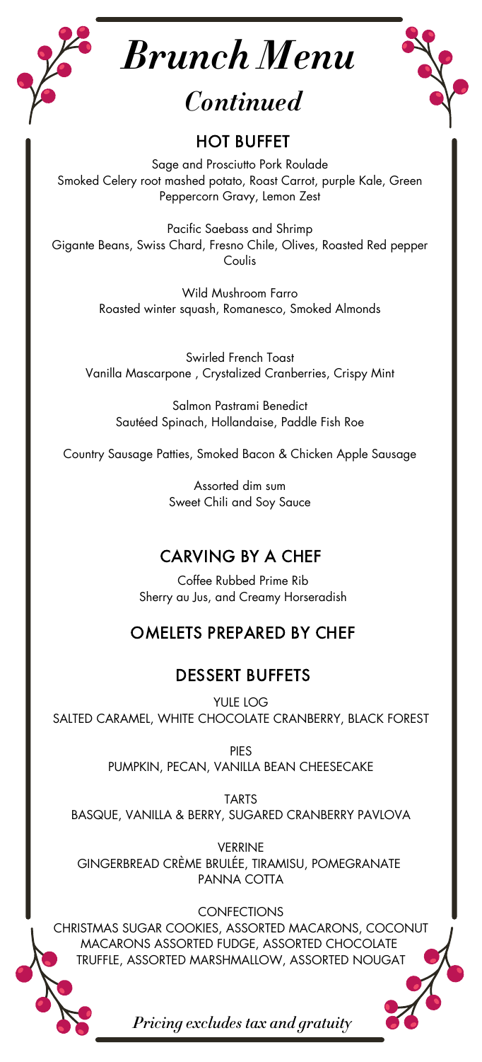# *Brunch Menu*

## *Continued*

## HOT BUFFET

Sage and Prosciutto Pork Roulade
Smoked Celery root mashed potato, Roast Carrot, purple Kale, Green Peppercorn Gravy, Lemon Zest

Pacific Saebass and Shrimp
Gigante Beans, Swiss Chard, Fresno Chile, Olives, Roasted Red pepper Coulis

Wild Mushroom Farro
Roasted winter squash, Romanesco, Smoked Almonds

Swirled French Toast
Vanilla Mascarpone , Crystalized Cranberries, Crispy Mint

Salmon Pastrami Benedict
Sautéed Spinach, Hollandaise, Paddle Fish Roe

Country Sausage Patties, Smoked Bacon & Chicken Apple Sausage

Assorted dim sum
Sweet Chili and Soy Sauce

## CARVING BY A CHEF

Coffee Rubbed Prime Rib
Sherry au Jus, and Creamy Horseradish

## OMELETS PREPARED BY CHEF

## DESSERT BUFFETS

YULE LOG
SALTED CARAMEL, WHITE CHOCOLATE CRANBERRY, BLACK FOREST

PIES
PUMPKIN, PECAN, VANILLA BEAN CHEESECAKE

TARTS
BASQUE, VANILLA & BERRY, SUGARED CRANBERRY PAVLOVA

VERRINE
GINGERBREAD CRÈME BRULÉE, TIRAMISU, POMEGRANATE PANNA COTTA

CONFECTIONS
CHRISTMAS SUGAR COOKIES, ASSORTED MACARONS, COCONUT MACARONS ASSORTED FUDGE, ASSORTED CHOCOLATE TRUFFLE, ASSORTED MARSHMALLOW, ASSORTED NOUGAT

*Pricing excludes tax and gratuity*